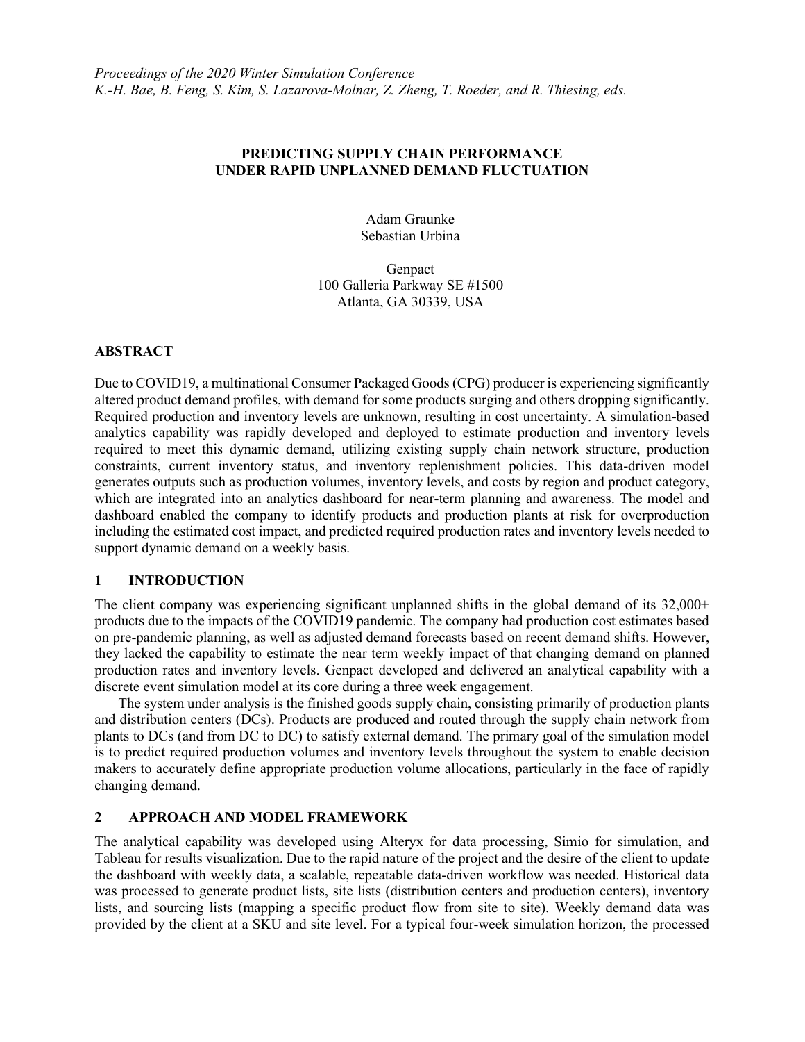*Proceedings of the 2020 Winter Simulation Conference*
*K.-H. Bae, B. Feng, S. Kim, S. Lazarova-Molnar, Z. Zheng, T. Roeder, and R. Thiesing, eds.*

# PREDICTING SUPPLY CHAIN PERFORMANCE UNDER RAPID UNPLANNED DEMAND FLUCTUATION

Adam Graunke
Sebastian Urbina

Genpact
100 Galleria Parkway SE #1500
Atlanta, GA 30339, USA

## ABSTRACT

Due to COVID19, a multinational Consumer Packaged Goods (CPG) producer is experiencing significantly altered product demand profiles, with demand for some products surging and others dropping significantly. Required production and inventory levels are unknown, resulting in cost uncertainty. A simulation-based analytics capability was rapidly developed and deployed to estimate production and inventory levels required to meet this dynamic demand, utilizing existing supply chain network structure, production constraints, current inventory status, and inventory replenishment policies. This data-driven model generates outputs such as production volumes, inventory levels, and costs by region and product category, which are integrated into an analytics dashboard for near-term planning and awareness. The model and dashboard enabled the company to identify products and production plants at risk for overproduction including the estimated cost impact, and predicted required production rates and inventory levels needed to support dynamic demand on a weekly basis.

## 1 INTRODUCTION

The client company was experiencing significant unplanned shifts in the global demand of its 32,000+ products due to the impacts of the COVID19 pandemic. The company had production cost estimates based on pre-pandemic planning, as well as adjusted demand forecasts based on recent demand shifts. However, they lacked the capability to estimate the near term weekly impact of that changing demand on planned production rates and inventory levels. Genpact developed and delivered an analytical capability with a discrete event simulation model at its core during a three week engagement.

The system under analysis is the finished goods supply chain, consisting primarily of production plants and distribution centers (DCs). Products are produced and routed through the supply chain network from plants to DCs (and from DC to DC) to satisfy external demand. The primary goal of the simulation model is to predict required production volumes and inventory levels throughout the system to enable decision makers to accurately define appropriate production volume allocations, particularly in the face of rapidly changing demand.

## 2 APPROACH AND MODEL FRAMEWORK

The analytical capability was developed using Alteryx for data processing, Simio for simulation, and Tableau for results visualization. Due to the rapid nature of the project and the desire of the client to update the dashboard with weekly data, a scalable, repeatable data-driven workflow was needed. Historical data was processed to generate product lists, site lists (distribution centers and production centers), inventory lists, and sourcing lists (mapping a specific product flow from site to site). Weekly demand data was provided by the client at a SKU and site level. For a typical four-week simulation horizon, the processed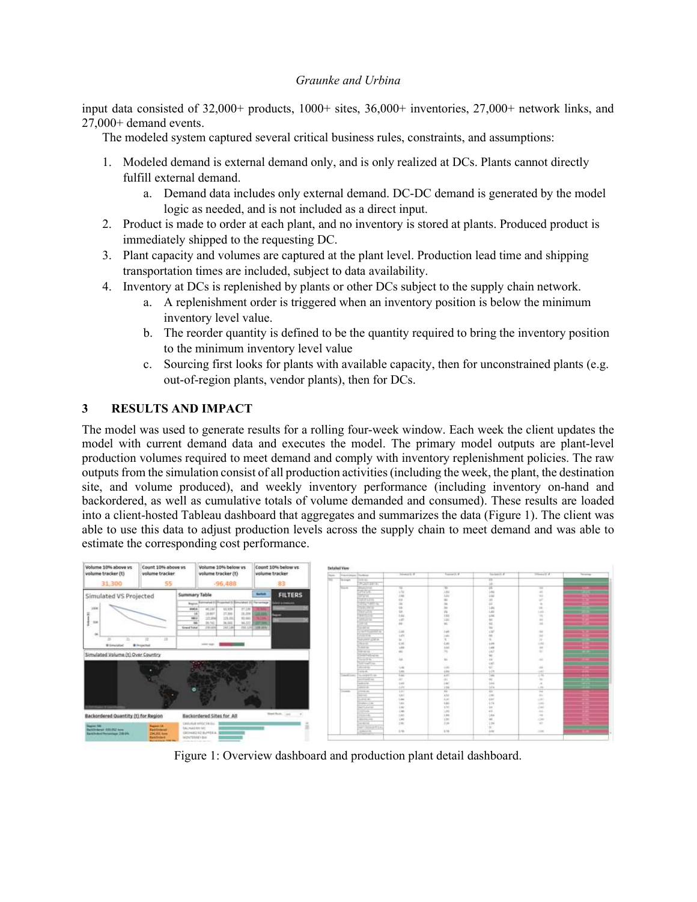input data consisted of 32,000+ products, 1000+ sites, 36,000+ inventories, 27,000+ network links, and 27,000+ demand events.

The modeled system captured several critical business rules, constraints, and assumptions:

1. Modeled demand is external demand only, and is only realized at DCs. Plants cannot directly fulfill external demand.
    a. Demand data includes only external demand. DC-DC demand is generated by the model logic as needed, and is not included as a direct input.
2. Product is made to order at each plant, and no inventory is stored at plants. Produced product is immediately shipped to the requesting DC.
3. Plant capacity and volumes are captured at the plant level. Production lead time and shipping transportation times are included, subject to data availability.
4. Inventory at DCs is replenished by plants or other DCs subject to the supply chain network.
    a. A replenishment order is triggered when an inventory position is below the minimum inventory level value.
    b. The reorder quantity is defined to be the quantity required to bring the inventory position to the minimum inventory level value
    c. Sourcing first looks for plants with available capacity, then for unconstrained plants (e.g. out-of-region plants, vendor plants), then for DCs.

## 3 RESULTS AND IMPACT

The model was used to generate results for a rolling four-week window. Each week the client updates the model with current demand data and executes the model. The primary model outputs are plant-level production volumes required to meet demand and comply with inventory replenishment policies. The raw outputs from the simulation consist of all production activities (including the week, the plant, the destination site, and volume produced), and weekly inventory performance (including inventory on-hand and backordered, as well as cumulative totals of volume demanded and consumed). These results are loaded into a client-hosted Tableau dashboard that aggregates and summarizes the data (Figure 1). The client was able to use this data to adjust production levels across the supply chain to meet demand and was able to estimate the corresponding cost performance.

Volume 10% above vs volume tracker (t)
31,300

Count 10% above vs volume tracker
55

Volume 10% below vs volume tracker (t)
-96,488

Count 10% below vs volume tracker
83

Simulated VS Projected

Summary Table

FILTERS

Simulated Volume (t) Over Country

Backordered Quantity (t) for Region

Backordered Sites for All

Detailed View

Figure 1: Overview dashboard and production plant detail dashboard.